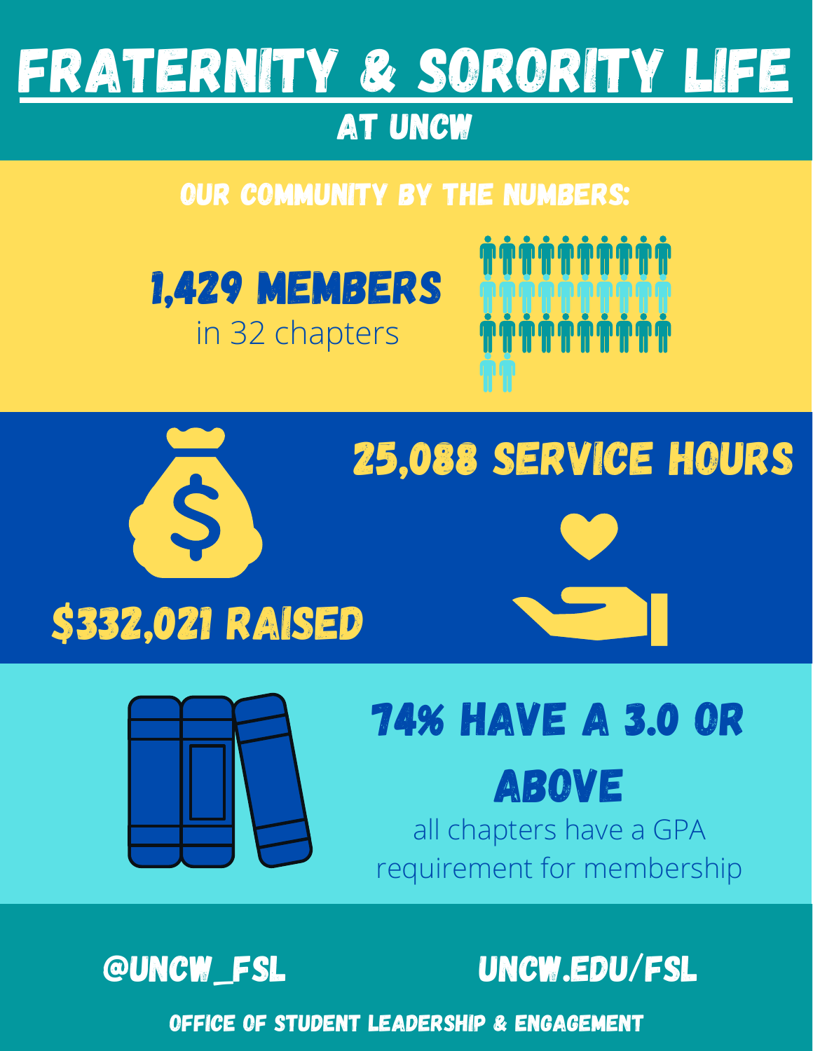# FRATERNITY & SORORITY LIFE

## AT UNCW

### OUR COMMUNITY BY THE NUMBERS:

**1,429 MEMBERS**
in 32 chapters

**25,088 SERVICE HOURS**

**$332,021 RAISED**

**74% HAVE A 3.0 OR ABOVE**
all chapters have a GPA requirement for membership

@UNCW_FSL

UNCW.EDU/FSL

OFFICE OF STUDENT LEADERSHIP & ENGAGEMENT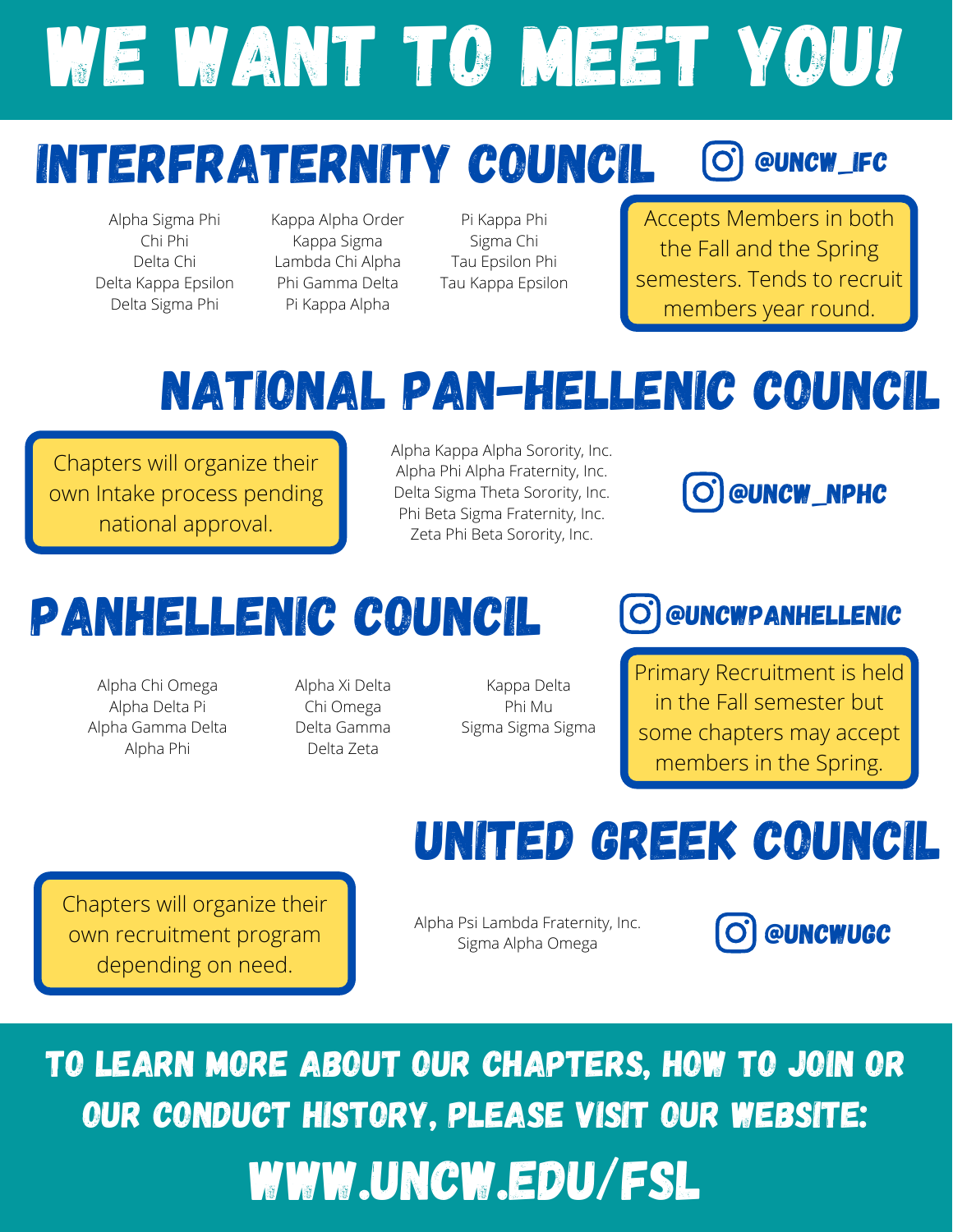# WE WANT TO MEET YOU!

## INTERFRATERNITY COUNCIL

@UNCW_IFC

Alpha Sigma Phi
Chi Phi
Delta Chi
Delta Kappa Epsilon
Delta Sigma Phi

Kappa Alpha Order
Kappa Sigma
Lambda Chi Alpha
Phi Gamma Delta
Pi Kappa Alpha

Pi Kappa Phi
Sigma Chi
Tau Epsilon Phi
Tau Kappa Epsilon

Accepts Members in both the Fall and the Spring semesters. Tends to recruit members year round.

## NATIONAL PAN-HELLENIC COUNCIL

Chapters will organize their own Intake process pending national approval.

Alpha Kappa Alpha Sorority, Inc.
Alpha Phi Alpha Fraternity, Inc.
Delta Sigma Theta Sorority, Inc.
Phi Beta Sigma Fraternity, Inc.
Zeta Phi Beta Sorority, Inc.

@UNCW_NPHC

## PANHELLENIC COUNCIL

@UNCWPANHELLENIC

Alpha Chi Omega
Alpha Delta Pi
Alpha Gamma Delta
Alpha Phi

Alpha Xi Delta
Chi Omega
Delta Gamma
Delta Zeta

Kappa Delta
Phi Mu
Sigma Sigma Sigma

Primary Recruitment is held in the Fall semester but some chapters may accept members in the Spring.

## UNITED GREEK COUNCIL

Chapters will organize their own recruitment program depending on need.

Alpha Psi Lambda Fraternity, Inc.
Sigma Alpha Omega

@UNCWUGC

**TO LEARN MORE ABOUT OUR CHAPTERS, HOW TO JOIN OR OUR CONDUCT HISTORY, PLEASE VISIT OUR WEBSITE:**

**WWW.UNCW.EDU/FSL**